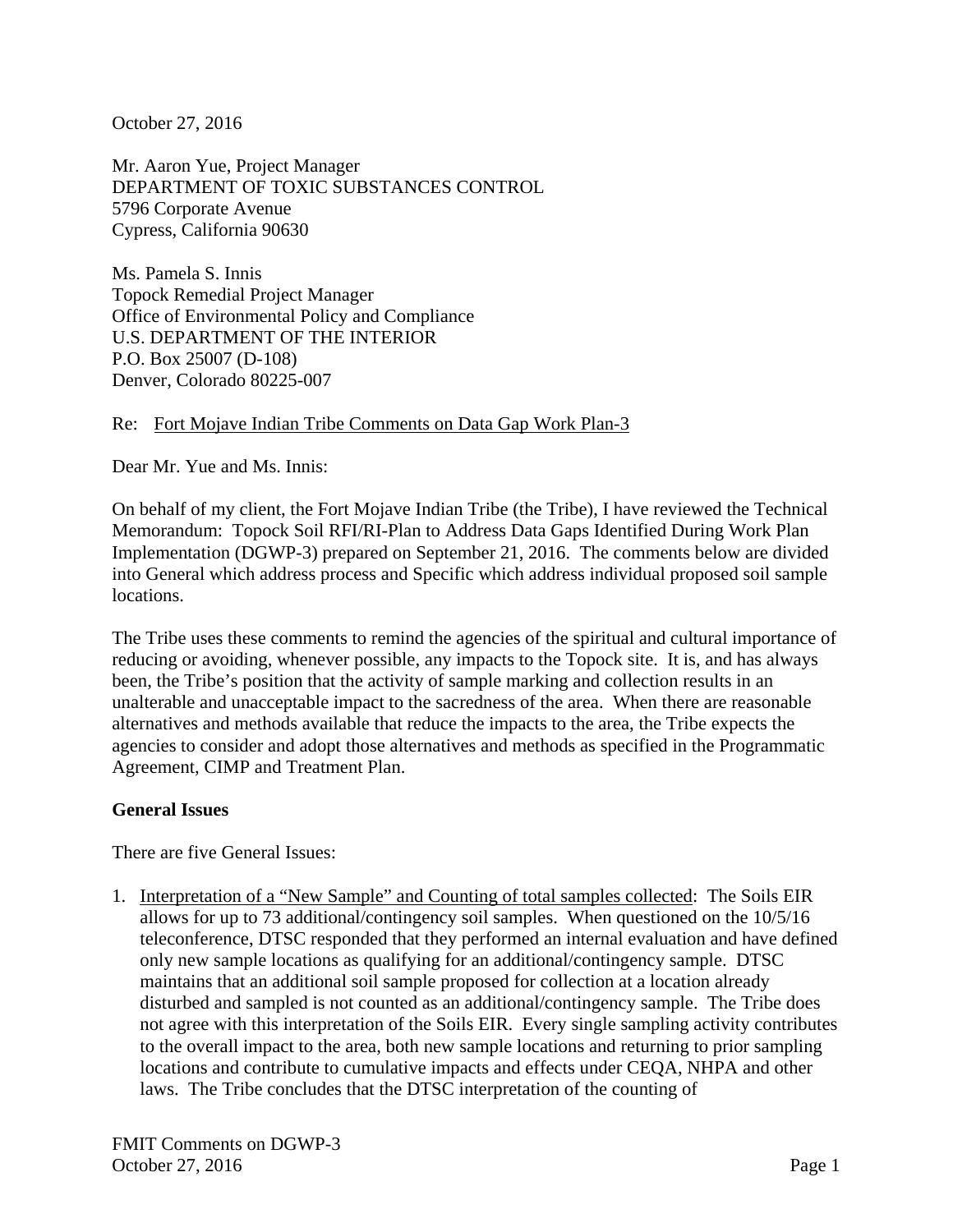October 27, 2016

Mr. Aaron Yue, Project Manager
DEPARTMENT OF TOXIC SUBSTANCES CONTROL
5796 Corporate Avenue
Cypress, California 90630

Ms. Pamela S. Innis
Topock Remedial Project Manager
Office of Environmental Policy and Compliance
U.S. DEPARTMENT OF THE INTERIOR
P.O. Box 25007 (D-108)
Denver, Colorado 80225-007

Re: Fort Mojave Indian Tribe Comments on Data Gap Work Plan-3

Dear Mr. Yue and Ms. Innis:

On behalf of my client, the Fort Mojave Indian Tribe (the Tribe), I have reviewed the Technical Memorandum: Topock Soil RFI/RI-Plan to Address Data Gaps Identified During Work Plan Implementation (DGWP-3) prepared on September 21, 2016. The comments below are divided into General which address process and Specific which address individual proposed soil sample locations.

The Tribe uses these comments to remind the agencies of the spiritual and cultural importance of reducing or avoiding, whenever possible, any impacts to the Topock site. It is, and has always been, the Tribe's position that the activity of sample marking and collection results in an unalterable and unacceptable impact to the sacredness of the area. When there are reasonable alternatives and methods available that reduce the impacts to the area, the Tribe expects the agencies to consider and adopt those alternatives and methods as specified in the Programmatic Agreement, CIMP and Treatment Plan.

**General Issues**

There are five General Issues:

1. Interpretation of a "New Sample" and Counting of total samples collected: The Soils EIR allows for up to 73 additional/contingency soil samples. When questioned on the 10/5/16 teleconference, DTSC responded that they performed an internal evaluation and have defined only new sample locations as qualifying for an additional/contingency sample. DTSC maintains that an additional soil sample proposed for collection at a location already disturbed and sampled is not counted as an additional/contingency sample. The Tribe does not agree with this interpretation of the Soils EIR. Every single sampling activity contributes to the overall impact to the area, both new sample locations and returning to prior sampling locations and contribute to cumulative impacts and effects under CEQA, NHPA and other laws. The Tribe concludes that the DTSC interpretation of the counting of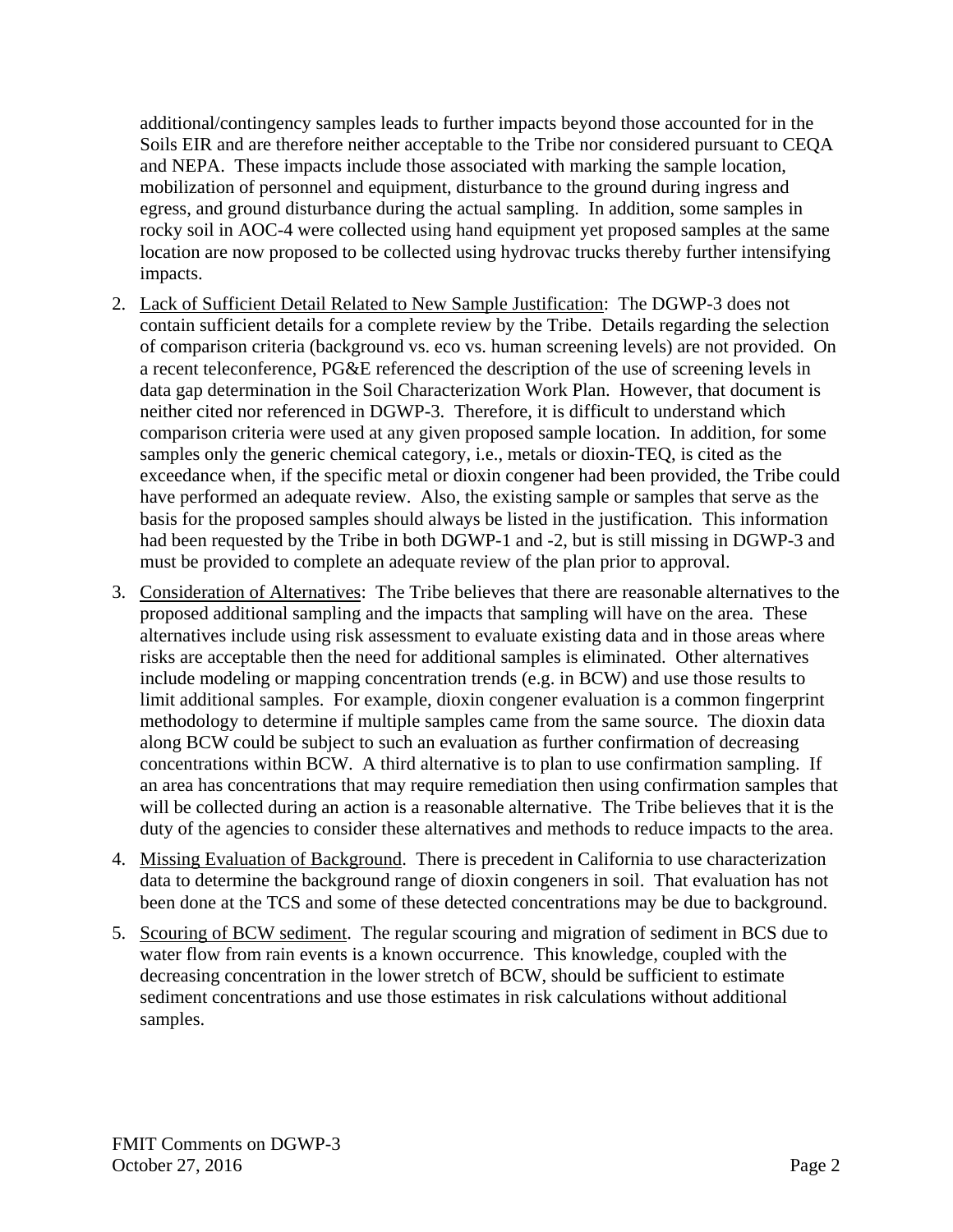additional/contingency samples leads to further impacts beyond those accounted for in the Soils EIR and are therefore neither acceptable to the Tribe nor considered pursuant to CEQA and NEPA. These impacts include those associated with marking the sample location, mobilization of personnel and equipment, disturbance to the ground during ingress and egress, and ground disturbance during the actual sampling. In addition, some samples in rocky soil in AOC-4 were collected using hand equipment yet proposed samples at the same location are now proposed to be collected using hydrovac trucks thereby further intensifying impacts.

2. Lack of Sufficient Detail Related to New Sample Justification: The DGWP-3 does not contain sufficient details for a complete review by the Tribe. Details regarding the selection of comparison criteria (background vs. eco vs. human screening levels) are not provided. On a recent teleconference, PG&E referenced the description of the use of screening levels in data gap determination in the Soil Characterization Work Plan. However, that document is neither cited nor referenced in DGWP-3. Therefore, it is difficult to understand which comparison criteria were used at any given proposed sample location. In addition, for some samples only the generic chemical category, i.e., metals or dioxin-TEQ, is cited as the exceedance when, if the specific metal or dioxin congener had been provided, the Tribe could have performed an adequate review. Also, the existing sample or samples that serve as the basis for the proposed samples should always be listed in the justification. This information had been requested by the Tribe in both DGWP-1 and -2, but is still missing in DGWP-3 and must be provided to complete an adequate review of the plan prior to approval.

3. Consideration of Alternatives: The Tribe believes that there are reasonable alternatives to the proposed additional sampling and the impacts that sampling will have on the area. These alternatives include using risk assessment to evaluate existing data and in those areas where risks are acceptable then the need for additional samples is eliminated. Other alternatives include modeling or mapping concentration trends (e.g. in BCW) and use those results to limit additional samples. For example, dioxin congener evaluation is a common fingerprint methodology to determine if multiple samples came from the same source. The dioxin data along BCW could be subject to such an evaluation as further confirmation of decreasing concentrations within BCW. A third alternative is to plan to use confirmation sampling. If an area has concentrations that may require remediation then using confirmation samples that will be collected during an action is a reasonable alternative. The Tribe believes that it is the duty of the agencies to consider these alternatives and methods to reduce impacts to the area.

4. Missing Evaluation of Background. There is precedent in California to use characterization data to determine the background range of dioxin congeners in soil. That evaluation has not been done at the TCS and some of these detected concentrations may be due to background.

5. Scouring of BCW sediment. The regular scouring and migration of sediment in BCS due to water flow from rain events is a known occurrence. This knowledge, coupled with the decreasing concentration in the lower stretch of BCW, should be sufficient to estimate sediment concentrations and use those estimates in risk calculations without additional samples.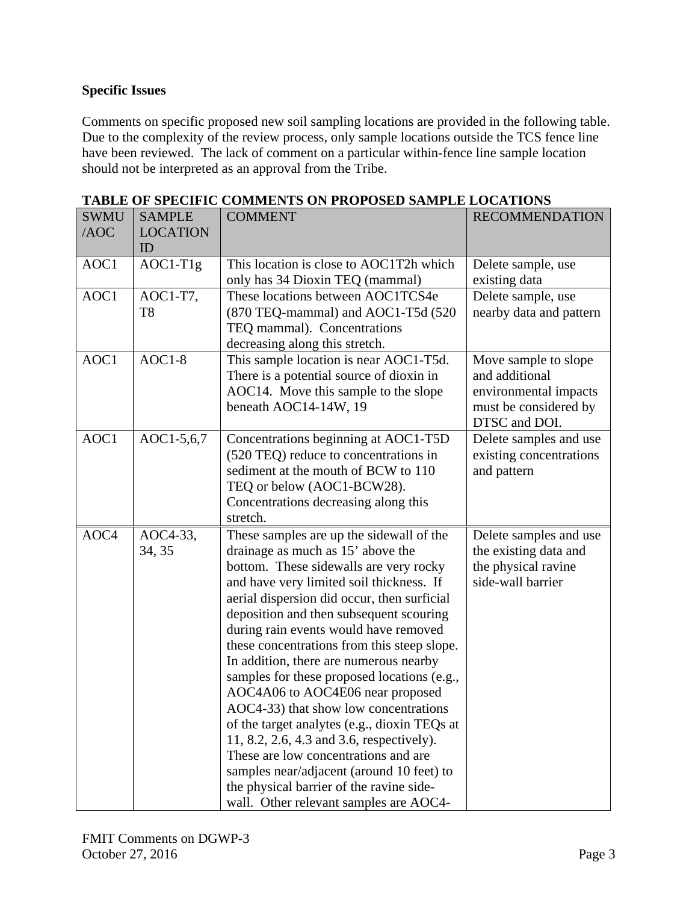**Specific Issues**

Comments on specific proposed new soil sampling locations are provided in the following table. Due to the complexity of the review process, only sample locations outside the TCS fence line have been reviewed. The lack of comment on a particular within-fence line sample location should not be interpreted as an approval from the Tribe.

**TABLE OF SPECIFIC COMMENTS ON PROPOSED SAMPLE LOCATIONS**

| SWMU /AOC | SAMPLE LOCATION ID | COMMENT | RECOMMENDATION |
|---|---|---|---|
| AOC1 | AOC1-T1g | This location is close to AOC1T2h which only has 34 Dioxin TEQ (mammal) | Delete sample, use existing data |
| AOC1 | AOC1-T7, T8 | These locations between AOC1TCS4e (870 TEQ-mammal) and AOC1-T5d (520 TEQ mammal). Concentrations decreasing along this stretch. | Delete sample, use nearby data and pattern |
| AOC1 | AOC1-8 | This sample location is near AOC1-T5d. There is a potential source of dioxin in AOC14. Move this sample to the slope beneath AOC14-14W, 19 | Move sample to slope and additional environmental impacts must be considered by DTSC and DOI. |
| AOC1 | AOC1-5,6,7 | Concentrations beginning at AOC1-T5D (520 TEQ) reduce to concentrations in sediment at the mouth of BCW to 110 TEQ or below (AOC1-BCW28). Concentrations decreasing along this stretch. | Delete samples and use existing concentrations and pattern |
| AOC4 | AOC4-33, 34, 35 | These samples are up the sidewall of the drainage as much as 15' above the bottom. These sidewalls are very rocky and have very limited soil thickness. If aerial dispersion did occur, then surficial deposition and then subsequent scouring during rain events would have removed these concentrations from this steep slope. In addition, there are numerous nearby samples for these proposed locations (e.g., AOC4A06 to AOC4E06 near proposed AOC4-33) that show low concentrations of the target analytes (e.g., dioxin TEQs at 11, 8.2, 2.6, 4.3 and 3.6, respectively). These are low concentrations and are samples near/adjacent (around 10 feet) to the physical barrier of the ravine side-wall. Other relevant samples are AOC4- | Delete samples and use the existing data and the physical ravine side-wall barrier |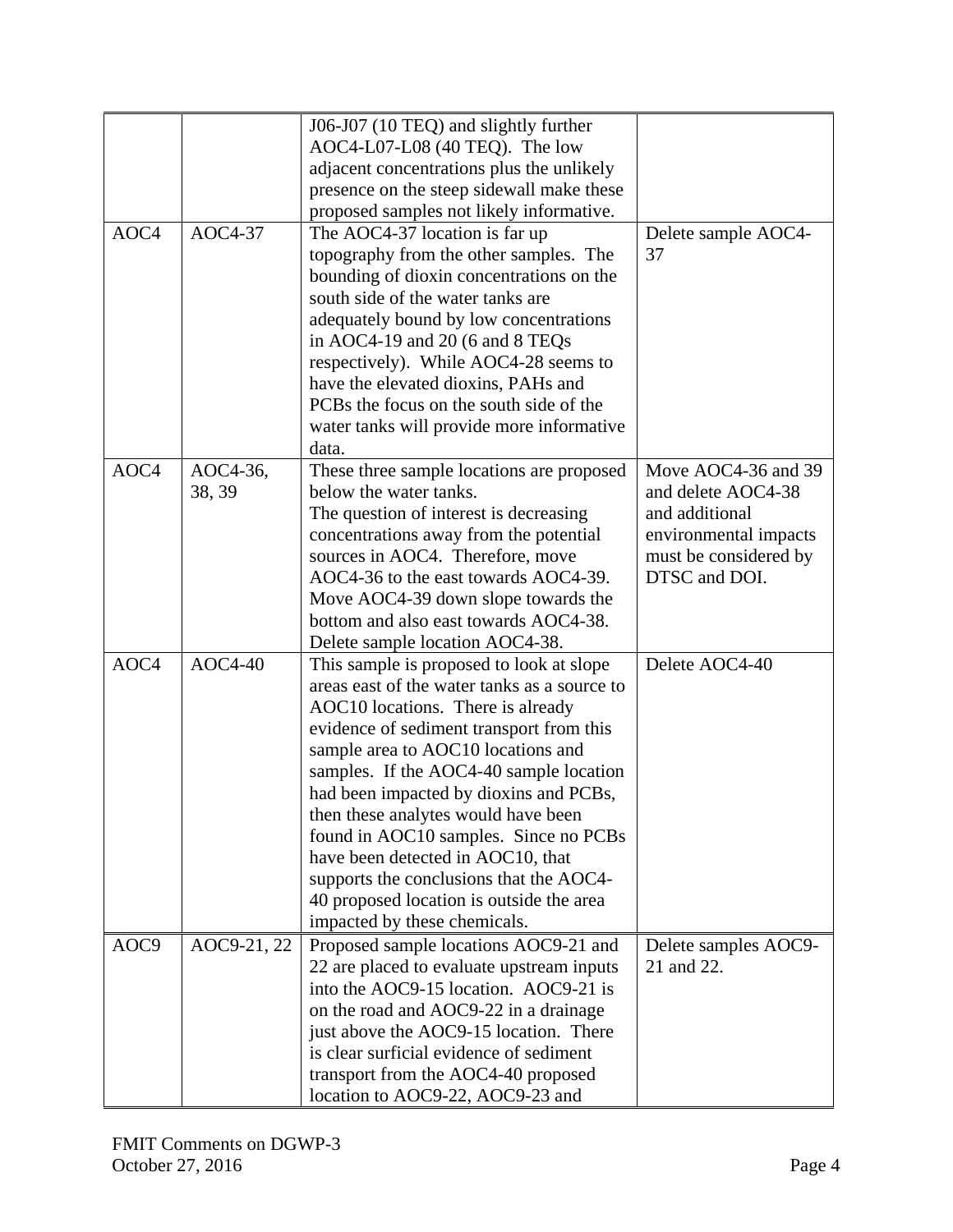| | | | |
|---|---|---|---|
| | | J06-J07 (10 TEQ) and slightly further AOC4-L07-L08 (40 TEQ). The low adjacent concentrations plus the unlikely presence on the steep sidewall make these proposed samples not likely informative. | |
| AOC4 | AOC4-37 | The AOC4-37 location is far up topography from the other samples. The bounding of dioxin concentrations on the south side of the water tanks are adequately bound by low concentrations in AOC4-19 and 20 (6 and 8 TEQs respectively). While AOC4-28 seems to have the elevated dioxins, PAHs and PCBs the focus on the south side of the water tanks will provide more informative data. | Delete sample AOC4-37 |
| AOC4 | AOC4-36, 38, 39 | These three sample locations are proposed below the water tanks.<br>The question of interest is decreasing concentrations away from the potential sources in AOC4. Therefore, move AOC4-36 to the east towards AOC4-39. Move AOC4-39 down slope towards the bottom and also east towards AOC4-38. Delete sample location AOC4-38. | Move AOC4-36 and 39 and delete AOC4-38 and additional environmental impacts must be considered by DTSC and DOI. |
| AOC4 | AOC4-40 | This sample is proposed to look at slope areas east of the water tanks as a source to AOC10 locations. There is already evidence of sediment transport from this sample area to AOC10 locations and samples. If the AOC4-40 sample location had been impacted by dioxins and PCBs, then these analytes would have been found in AOC10 samples. Since no PCBs have been detected in AOC10, that supports the conclusions that the AOC4-40 proposed location is outside the area impacted by these chemicals. | Delete AOC4-40 |
| AOC9 | AOC9-21, 22 | Proposed sample locations AOC9-21 and 22 are placed to evaluate upstream inputs into the AOC9-15 location. AOC9-21 is on the road and AOC9-22 in a drainage just above the AOC9-15 location. There is clear surficial evidence of sediment transport from the AOC4-40 proposed location to AOC9-22, AOC9-23 and | Delete samples AOC9-21 and 22. |

FMIT Comments on DGWP-3
October 27, 2016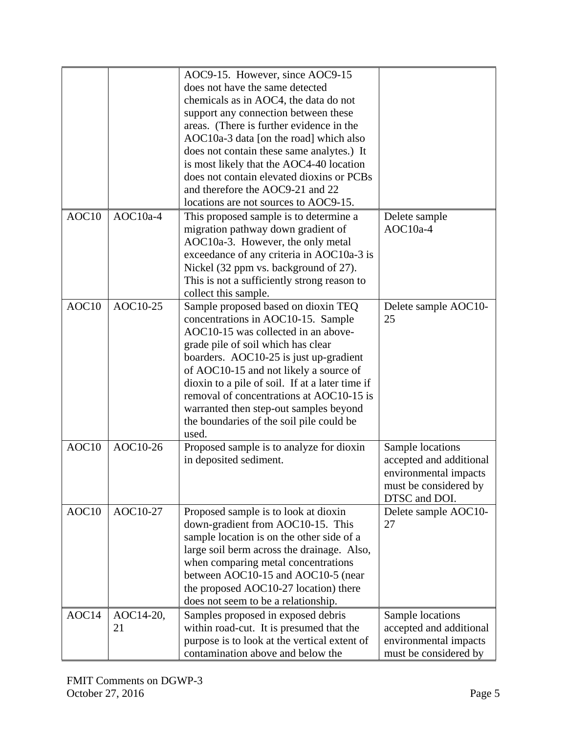| | | | |
|---|---|---|---|
| | | AOC9-15. However, since AOC9-15 does not have the same detected chemicals as in AOC4, the data do not support any connection between these areas. (There is further evidence in the AOC10a-3 data [on the road] which also does not contain these same analytes.) It is most likely that the AOC4-40 location does not contain elevated dioxins or PCBs and therefore the AOC9-21 and 22 locations are not sources to AOC9-15. | |
| AOC10 | AOC10a-4 | This proposed sample is to determine a migration pathway down gradient of AOC10a-3. However, the only metal exceedance of any criteria in AOC10a-3 is Nickel (32 ppm vs. background of 27). This is not a sufficiently strong reason to collect this sample. | Delete sample AOC10a-4 |
| AOC10 | AOC10-25 | Sample proposed based on dioxin TEQ concentrations in AOC10-15. Sample AOC10-15 was collected in an above-grade pile of soil which has clear boarders. AOC10-25 is just up-gradient of AOC10-15 and not likely a source of dioxin to a pile of soil. If at a later time if removal of concentrations at AOC10-15 is warranted then step-out samples beyond the boundaries of the soil pile could be used. | Delete sample AOC10-25 |
| AOC10 | AOC10-26 | Proposed sample is to analyze for dioxin in deposited sediment. | Sample locations accepted and additional environmental impacts must be considered by DTSC and DOI. |
| AOC10 | AOC10-27 | Proposed sample is to look at dioxin down-gradient from AOC10-15. This sample location is on the other side of a large soil berm across the drainage. Also, when comparing metal concentrations between AOC10-15 and AOC10-5 (near the proposed AOC10-27 location) there does not seem to be a relationship. | Delete sample AOC10-27 |
| AOC14 | AOC14-20, 21 | Samples proposed in exposed debris within road-cut. It is presumed that the purpose is to look at the vertical extent of contamination above and below the | Sample locations accepted and additional environmental impacts must be considered by |

FMIT Comments on DGWP-3
October 27, 2016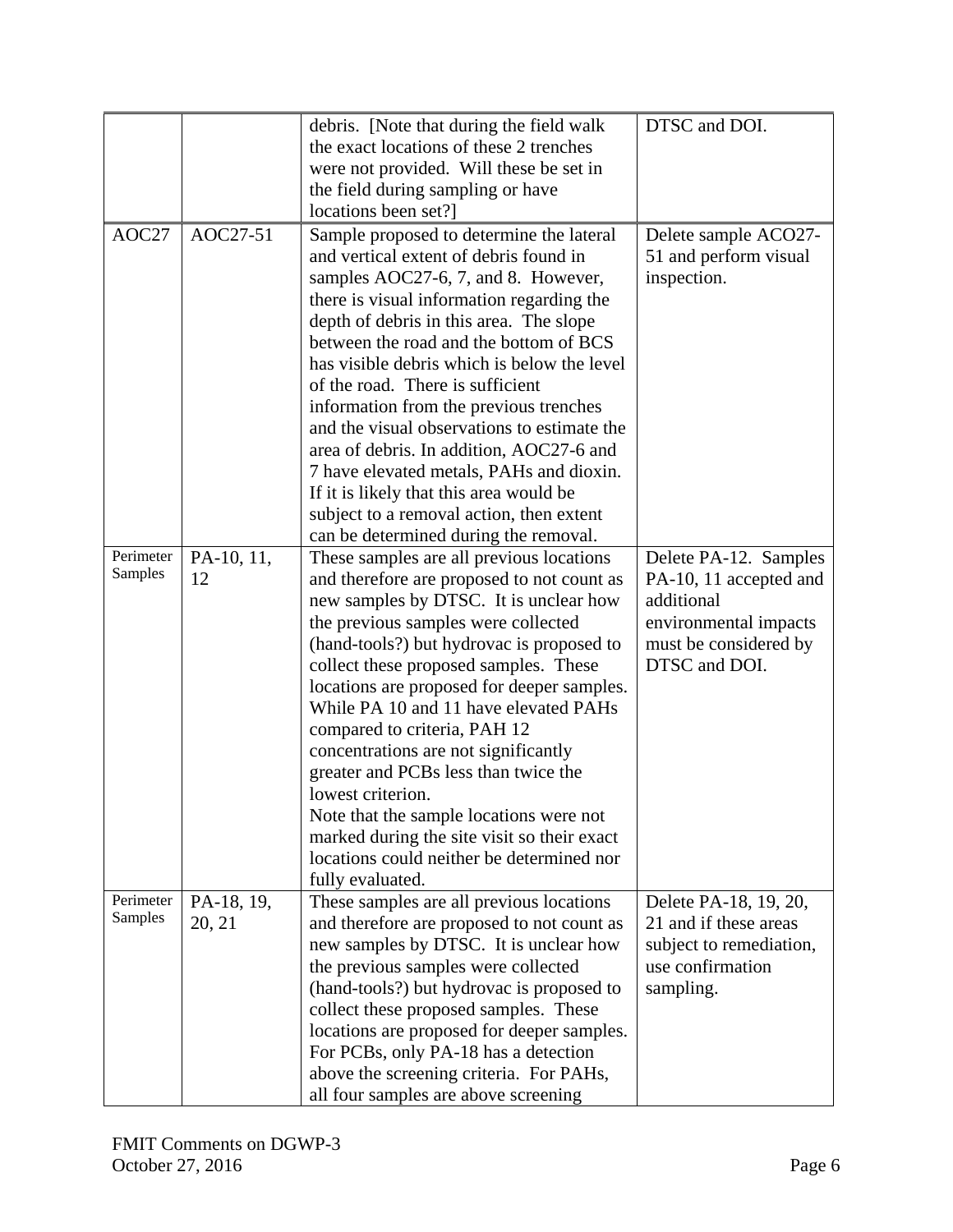| | | | |
|---|---|---|---|
| | | debris. [Note that during the field walk the exact locations of these 2 trenches were not provided. Will these be set in the field during sampling or have locations been set?] | DTSC and DOI. |
| AOC27 | AOC27-51 | Sample proposed to determine the lateral and vertical extent of debris found in samples AOC27-6, 7, and 8. However, there is visual information regarding the depth of debris in this area. The slope between the road and the bottom of BCS has visible debris which is below the level of the road. There is sufficient information from the previous trenches and the visual observations to estimate the area of debris. In addition, AOC27-6 and 7 have elevated metals, PAHs and dioxin. If it is likely that this area would be subject to a removal action, then extent can be determined during the removal. | Delete sample ACO27-51 and perform visual inspection. |
| Perimeter Samples | PA-10, 11, 12 | These samples are all previous locations and therefore are proposed to not count as new samples by DTSC. It is unclear how the previous samples were collected (hand-tools?) but hydrovac is proposed to collect these proposed samples. These locations are proposed for deeper samples. While PA 10 and 11 have elevated PAHs compared to criteria, PAH 12 concentrations are not significantly greater and PCBs less than twice the lowest criterion.<br>Note that the sample locations were not marked during the site visit so their exact locations could neither be determined nor fully evaluated. | Delete PA-12. Samples PA-10, 11 accepted and additional environmental impacts must be considered by DTSC and DOI. |
| Perimeter Samples | PA-18, 19, 20, 21 | These samples are all previous locations and therefore are proposed to not count as new samples by DTSC. It is unclear how the previous samples were collected (hand-tools?) but hydrovac is proposed to collect these proposed samples. These locations are proposed for deeper samples. For PCBs, only PA-18 has a detection above the screening criteria. For PAHs, all four samples are above screening | Delete PA-18, 19, 20, 21 and if these areas subject to remediation, use confirmation sampling. |

FMIT Comments on DGWP-3
October 27, 2016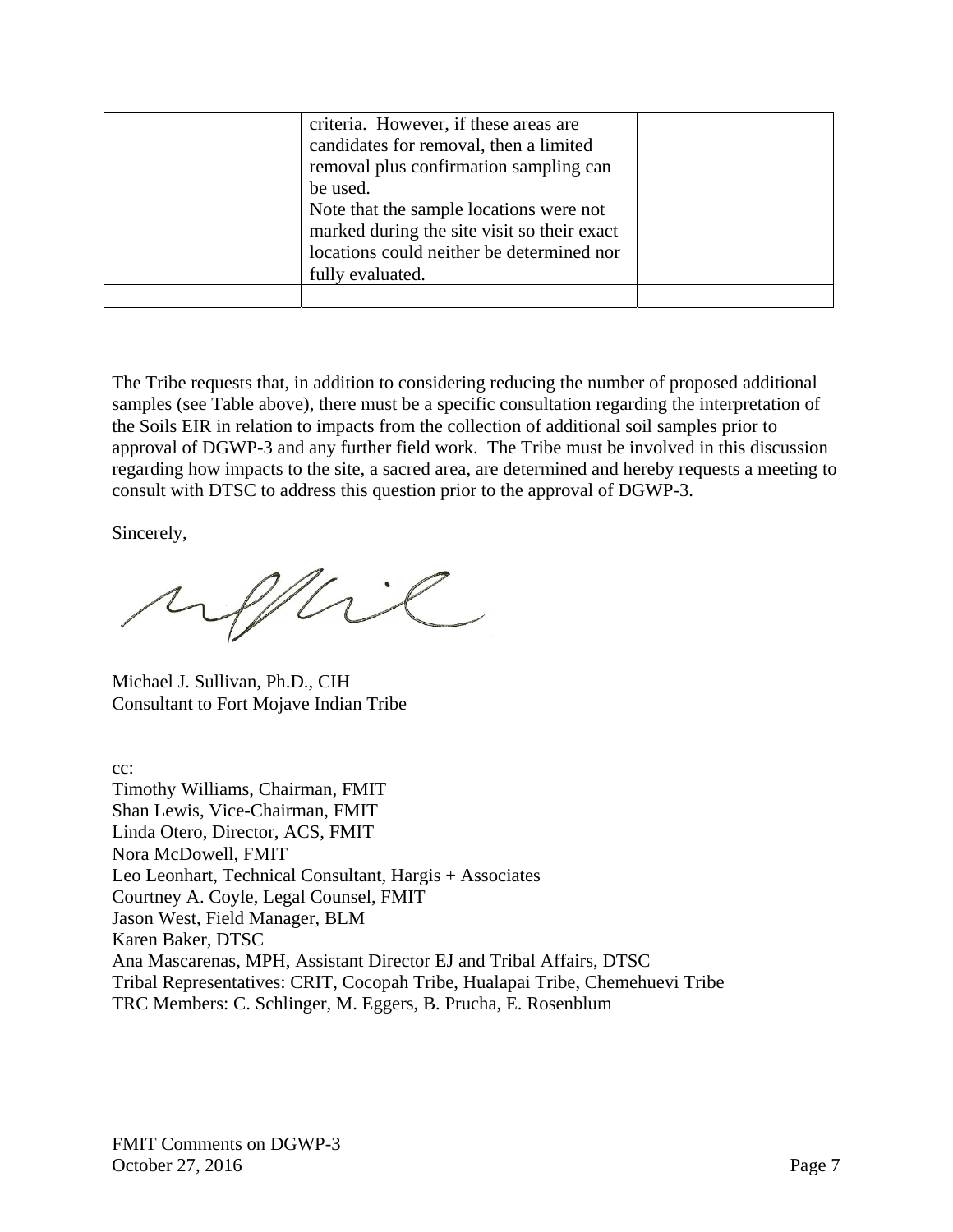| | | | |
|---|---|---|---|
| | | criteria. However, if these areas are candidates for removal, then a limited removal plus confirmation sampling can be used.<br>Note that the sample locations were not marked during the site visit so their exact locations could neither be determined nor fully evaluated. | |
| | | | |

The Tribe requests that, in addition to considering reducing the number of proposed additional samples (see Table above), there must be a specific consultation regarding the interpretation of the Soils EIR in relation to impacts from the collection of additional soil samples prior to approval of DGWP-3 and any further field work. The Tribe must be involved in this discussion regarding how impacts to the site, a sacred area, are determined and hereby requests a meeting to consult with DTSC to address this question prior to the approval of DGWP-3.

Sincerely,

Michael J. Sullivan, Ph.D., CIH
Consultant to Fort Mojave Indian Tribe

cc:
Timothy Williams, Chairman, FMIT
Shan Lewis, Vice-Chairman, FMIT
Linda Otero, Director, ACS, FMIT
Nora McDowell, FMIT
Leo Leonhart, Technical Consultant, Hargis + Associates
Courtney A. Coyle, Legal Counsel, FMIT
Jason West, Field Manager, BLM
Karen Baker, DTSC
Ana Mascarenas, MPH, Assistant Director EJ and Tribal Affairs, DTSC
Tribal Representatives: CRIT, Cocopah Tribe, Hualapai Tribe, Chemehuevi Tribe
TRC Members: C. Schlinger, M. Eggers, B. Prucha, E. Rosenblum